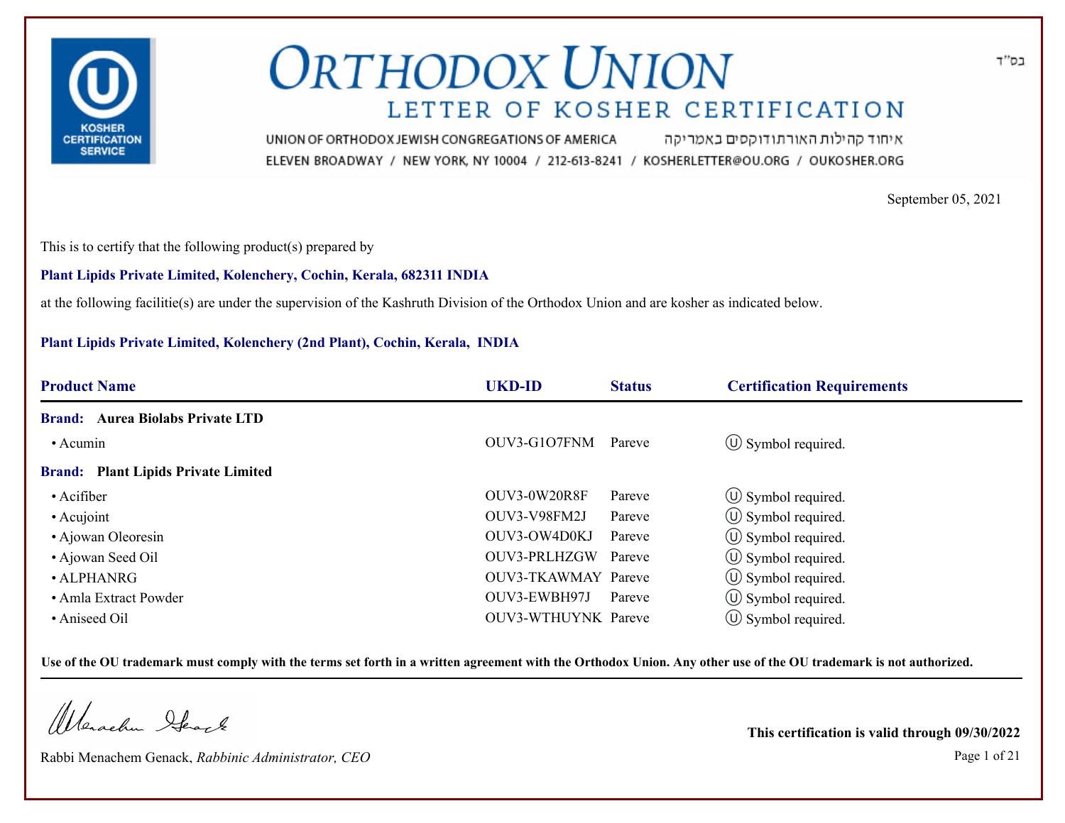בס"ד

# ORTHODOX UNION

## LETTER OF KOSHER CERTIFICATION

UNION OF ORTHODOX JEWISH CONGREGATIONS OF AMERICA איחוד קהילות האורתודוקסים באמריקה

ELEVEN BROADWAY / NEW YORK, NY 10004 / 212-613-8241 / KOSHERLETTER@OU.ORG / OUKOSHER.ORG

September 05, 2021

This is to certify that the following product(s) prepared by

**Plant Lipids Private Limited, Kolenchery, Cochin, Kerala, 682311 INDIA**

at the following facilitie(s) are under the supervision of the Kashruth Division of the Orthodox Union and are kosher as indicated below.

**Plant Lipids Private Limited, Kolenchery (2nd Plant), Cochin, Kerala, INDIA**

| Product Name | UKD-ID | Status | Certification Requirements |
|---|---|---|---|
| **Brand: Aurea Biolabs Private LTD** | | | |
| • Acumin | OUV3-G1O7FNM | Pareve | Ⓤ Symbol required. |
| **Brand: Plant Lipids Private Limited** | | | |
| • Acifiber | OUV3-0W20R8F | Pareve | Ⓤ Symbol required. |
| • Acujoint | OUV3-V98FM2J | Pareve | Ⓤ Symbol required. |
| • Ajowan Oleoresin | OUV3-OW4D0KJ | Pareve | Ⓤ Symbol required. |
| • Ajowan Seed Oil | OUV3-PRLHZGW | Pareve | Ⓤ Symbol required. |
| • ALPHANRG | OUV3-TKAWMAY | Pareve | Ⓤ Symbol required. |
| • Amla Extract Powder | OUV3-EWBH97J | Pareve | Ⓤ Symbol required. |
| • Aniseed Oil | OUV3-WTHUYNK | Pareve | Ⓤ Symbol required. |

**Use of the OU trademark must comply with the terms set forth in a written agreement with the Orthodox Union. Any other use of the OU trademark is not authorized.**

Rabbi Menachem Genack, *Rabbinic Administrator, CEO*

**This certification is valid through 09/30/2022**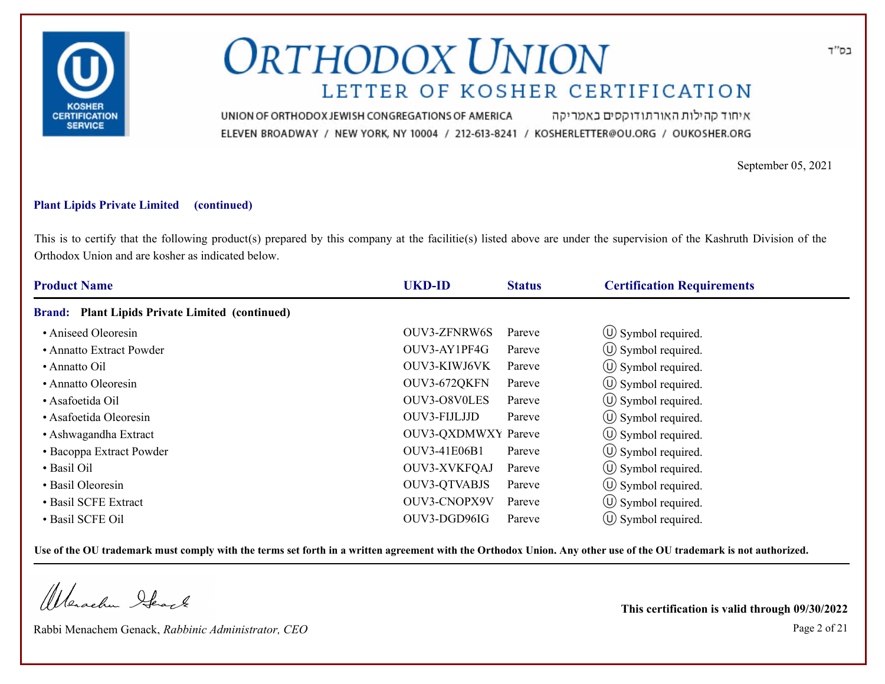# ORTHODOX UNION

## LETTER OF KOSHER CERTIFICATION

UNION OF ORTHODOX JEWISH CONGREGATIONS OF AMERICA איחוד קהילות האורתודוקסים באמריקה

ELEVEN BROADWAY / NEW YORK, NY 10004 / 212-613-8241 / KOSHERLETTER@OU.ORG / OUKOSHER.ORG

בס"ד

September 05, 2021

**Plant Lipids Private Limited (continued)**

This is to certify that the following product(s) prepared by this company at the facilitie(s) listed above are under the supervision of the Kashruth Division of the Orthodox Union and are kosher as indicated below.

| Product Name | UKD-ID | Status | Certification Requirements |
|---|---|---|---|
| **Brand: Plant Lipids Private Limited (continued)** | | | |
| • Aniseed Oleoresin | OUV3-ZFNRW6S | Pareve | Ⓤ Symbol required. |
| • Annatto Extract Powder | OUV3-AY1PF4G | Pareve | Ⓤ Symbol required. |
| • Annatto Oil | OUV3-KIWJ6VK | Pareve | Ⓤ Symbol required. |
| • Annatto Oleoresin | OUV3-672QKFN | Pareve | Ⓤ Symbol required. |
| • Asafoetida Oil | OUV3-O8V0LES | Pareve | Ⓤ Symbol required. |
| • Asafoetida Oleoresin | OUV3-FIJLJJD | Pareve | Ⓤ Symbol required. |
| • Ashwagandha Extract | OUV3-QXDMWXY | Pareve | Ⓤ Symbol required. |
| • Bacoppa Extract Powder | OUV3-41E06B1 | Pareve | Ⓤ Symbol required. |
| • Basil Oil | OUV3-XVKFQAJ | Pareve | Ⓤ Symbol required. |
| • Basil Oleoresin | OUV3-QTVABJS | Pareve | Ⓤ Symbol required. |
| • Basil SCFE Extract | OUV3-CNOPX9V | Pareve | Ⓤ Symbol required. |
| • Basil SCFE Oil | OUV3-DGD96IG | Pareve | Ⓤ Symbol required. |

**Use of the OU trademark must comply with the terms set forth in a written agreement with the Orthodox Union. Any other use of the OU trademark is not authorized.**

Rabbi Menachem Genack, *Rabbinic Administrator, CEO*

**This certification is valid through 09/30/2022**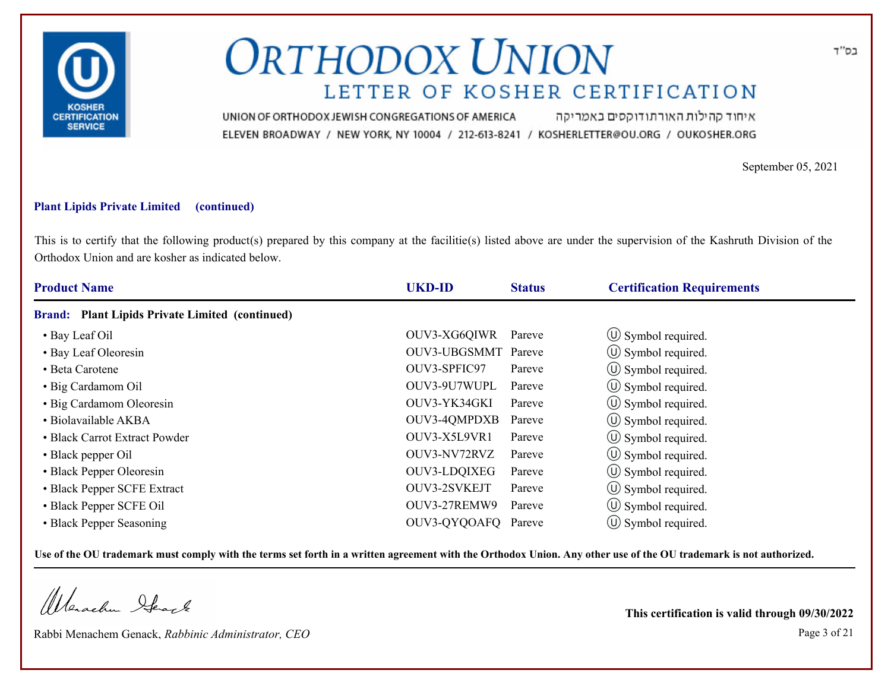# ORTHODOX UNION
## LETTER OF KOSHER CERTIFICATION

UNION OF ORTHODOX JEWISH CONGREGATIONS OF AMERICA איחוד קהילות האורתודוקסים באמריקה

ELEVEN BROADWAY / NEW YORK, NY 10004 / 212-613-8241 / KOSHERLETTER@OU.ORG / OUKOSHER.ORG

בס"ד

September 05, 2021

**Plant Lipids Private Limited (continued)**

This is to certify that the following product(s) prepared by this company at the facilitie(s) listed above are under the supervision of the Kashruth Division of the Orthodox Union and are kosher as indicated below.

| Product Name | UKD-ID | Status | Certification Requirements |
|---|---|---|---|
| **Brand: Plant Lipids Private Limited (continued)** | | | |
| • Bay Leaf Oil | OUV3-XG6QIWR | Pareve | Ⓤ Symbol required. |
| • Bay Leaf Oleoresin | OUV3-UBGSMMT | Pareve | Ⓤ Symbol required. |
| • Beta Carotene | OUV3-SPFIC97 | Pareve | Ⓤ Symbol required. |
| • Big Cardamom Oil | OUV3-9U7WUPL | Pareve | Ⓤ Symbol required. |
| • Big Cardamom Oleoresin | OUV3-YK34GKI | Pareve | Ⓤ Symbol required. |
| • Biolavailable AKBA | OUV3-4QMPDXB | Pareve | Ⓤ Symbol required. |
| • Black Carrot Extract Powder | OUV3-X5L9VR1 | Pareve | Ⓤ Symbol required. |
| • Black pepper Oil | OUV3-NV72RVZ | Pareve | Ⓤ Symbol required. |
| • Black Pepper Oleoresin | OUV3-LDQIXEG | Pareve | Ⓤ Symbol required. |
| • Black Pepper SCFE Extract | OUV3-2SVKEJT | Pareve | Ⓤ Symbol required. |
| • Black Pepper SCFE Oil | OUV3-27REMW9 | Pareve | Ⓤ Symbol required. |
| • Black Pepper Seasoning | OUV3-QYQOAFQ | Pareve | Ⓤ Symbol required. |

**Use of the OU trademark must comply with the terms set forth in a written agreement with the Orthodox Union. Any other use of the OU trademark is not authorized.**

Rabbi Menachem Genack, *Rabbinic Administrator, CEO*

**This certification is valid through 09/30/2022**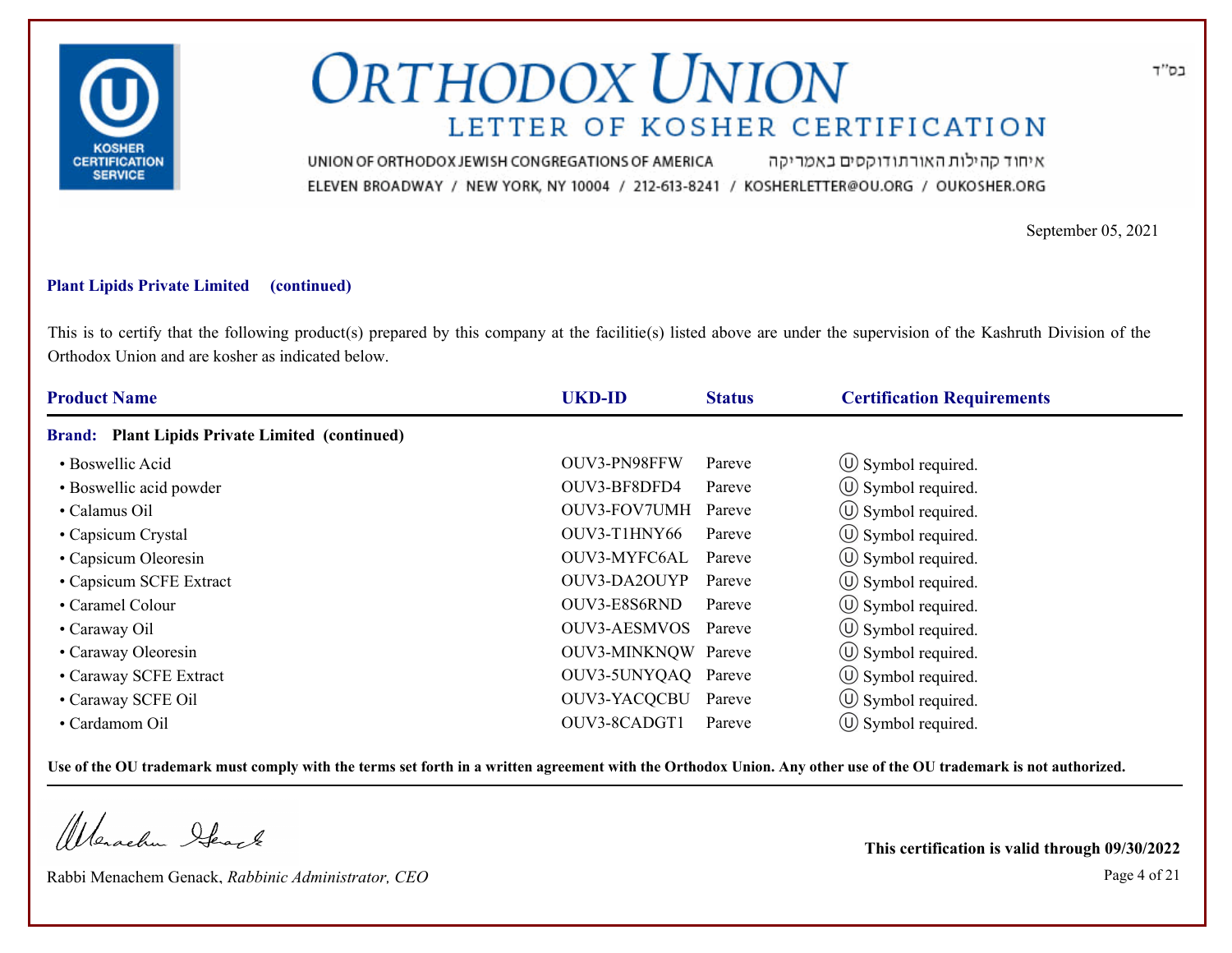# ORTHODOX UNION

## LETTER OF KOSHER CERTIFICATION

UNION OF ORTHODOX JEWISH CONGREGATIONS OF AMERICA איחוד קהילות האורתודוקסים באמריקה

ELEVEN BROADWAY / NEW YORK, NY 10004 / 212-613-8241 / KOSHERLETTER@OU.ORG / OUKOSHER.ORG

בס"ד

September 05, 2021

**Plant Lipids Private Limited (continued)**

This is to certify that the following product(s) prepared by this company at the facilitie(s) listed above are under the supervision of the Kashruth Division of the Orthodox Union and are kosher as indicated below.

| Product Name | UKD-ID | Status | Certification Requirements |
|---|---|---|---|
| **Brand: Plant Lipids Private Limited (continued)** | | | |
| • Boswellic Acid | OUV3-PN98FFW | Pareve | Ⓤ Symbol required. |
| • Boswellic acid powder | OUV3-BF8DFD4 | Pareve | Ⓤ Symbol required. |
| • Calamus Oil | OUV3-FOV7UMH | Pareve | Ⓤ Symbol required. |
| • Capsicum Crystal | OUV3-T1HNY66 | Pareve | Ⓤ Symbol required. |
| • Capsicum Oleoresin | OUV3-MYFC6AL | Pareve | Ⓤ Symbol required. |
| • Capsicum SCFE Extract | OUV3-DA2OUYP | Pareve | Ⓤ Symbol required. |
| • Caramel Colour | OUV3-E8S6RND | Pareve | Ⓤ Symbol required. |
| • Caraway Oil | OUV3-AESMVOS | Pareve | Ⓤ Symbol required. |
| • Caraway Oleoresin | OUV3-MINKNQW | Pareve | Ⓤ Symbol required. |
| • Caraway SCFE Extract | OUV3-5UNYQAQ | Pareve | Ⓤ Symbol required. |
| • Caraway SCFE Oil | OUV3-YACQCBU | Pareve | Ⓤ Symbol required. |
| • Cardamom Oil | OUV3-8CADGT1 | Pareve | Ⓤ Symbol required. |

**Use of the OU trademark must comply with the terms set forth in a written agreement with the Orthodox Union. Any other use of the OU trademark is not authorized.**

Rabbi Menachem Genack, *Rabbinic Administrator, CEO*

**This certification is valid through 09/30/2022**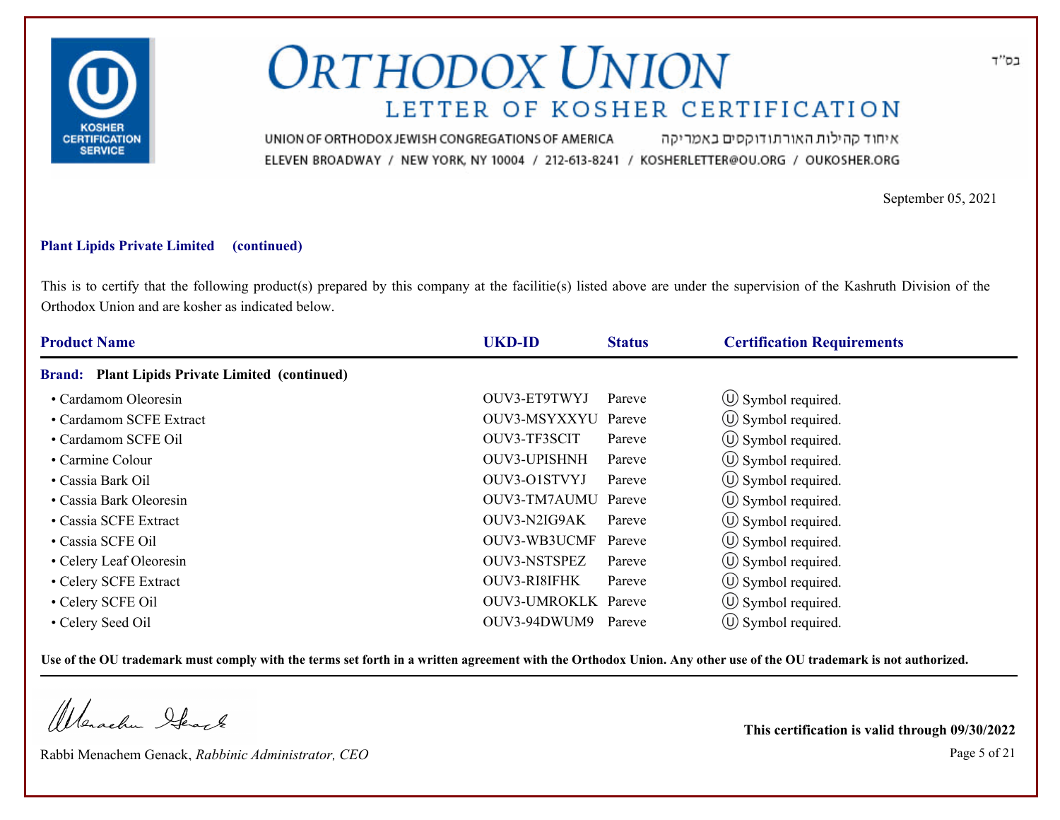בס"ד

# ORTHODOX UNION

## LETTER OF KOSHER CERTIFICATION

UNION OF ORTHODOX JEWISH CONGREGATIONS OF AMERICA איחוד קהילות האורתודוקסים באמריקה

ELEVEN BROADWAY / NEW YORK, NY 10004 / 212-613-8241 / KOSHERLETTER@OU.ORG / OUKOSHER.ORG

September 05, 2021

**Plant Lipids Private Limited (continued)**

This is to certify that the following product(s) prepared by this company at the facilitie(s) listed above are under the supervision of the Kashruth Division of the Orthodox Union and are kosher as indicated below.

| Product Name | UKD-ID | Status | Certification Requirements |
|---|---|---|---|
| **Brand: Plant Lipids Private Limited (continued)** | | | |
| • Cardamom Oleoresin | OUV3-ET9TWYJ | Pareve | Ⓤ Symbol required. |
| • Cardamom SCFE Extract | OUV3-MSYXXYU | Pareve | Ⓤ Symbol required. |
| • Cardamom SCFE Oil | OUV3-TF3SCIT | Pareve | Ⓤ Symbol required. |
| • Carmine Colour | OUV3-UPISHNH | Pareve | Ⓤ Symbol required. |
| • Cassia Bark Oil | OUV3-O1STVYJ | Pareve | Ⓤ Symbol required. |
| • Cassia Bark Oleoresin | OUV3-TM7AUMU | Pareve | Ⓤ Symbol required. |
| • Cassia SCFE Extract | OUV3-N2IG9AK | Pareve | Ⓤ Symbol required. |
| • Cassia SCFE Oil | OUV3-WB3UCMF | Pareve | Ⓤ Symbol required. |
| • Celery Leaf Oleoresin | OUV3-NSTSPEZ | Pareve | Ⓤ Symbol required. |
| • Celery SCFE Extract | OUV3-RI8IFHK | Pareve | Ⓤ Symbol required. |
| • Celery SCFE Oil | OUV3-UMROKLK | Pareve | Ⓤ Symbol required. |
| • Celery Seed Oil | OUV3-94DWUM9 | Pareve | Ⓤ Symbol required. |

**Use of the OU trademark must comply with the terms set forth in a written agreement with the Orthodox Union. Any other use of the OU trademark is not authorized.**

Rabbi Menachem Genack, *Rabbinic Administrator, CEO*

**This certification is valid through 09/30/2022**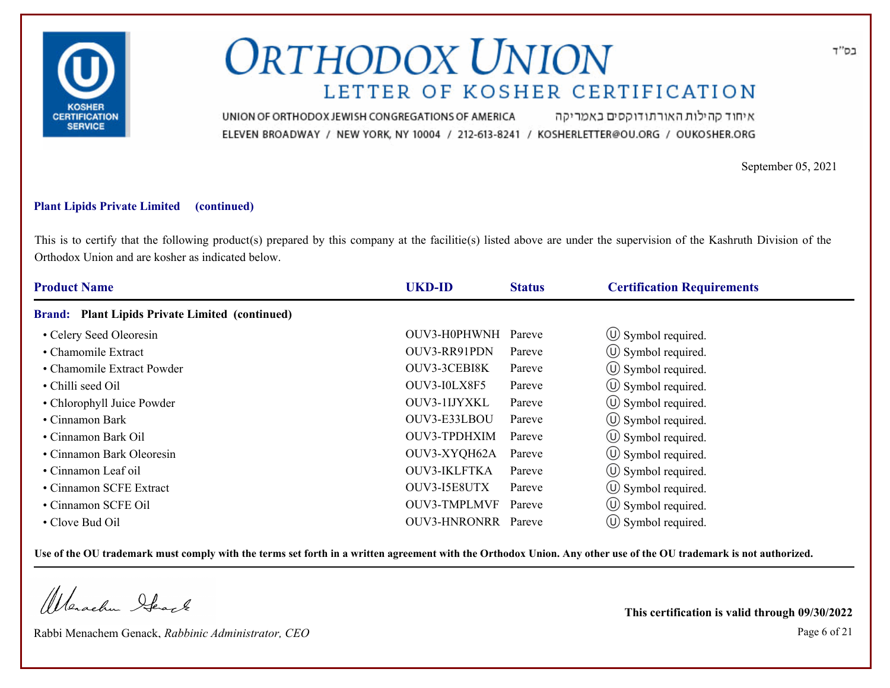# ORTHODOX UNION

## LETTER OF KOSHER CERTIFICATION

UNION OF ORTHODOX JEWISH CONGREGATIONS OF AMERICA איחוד קהילות האורתודוקסים באמריקה

ELEVEN BROADWAY / NEW YORK, NY 10004 / 212-613-8241 / KOSHERLETTER@OU.ORG / OUKOSHER.ORG

בס"ד

September 05, 2021

**Plant Lipids Private Limited (continued)**

This is to certify that the following product(s) prepared by this company at the facilitie(s) listed above are under the supervision of the Kashruth Division of the Orthodox Union and are kosher as indicated below.

| Product Name | UKD-ID | Status | Certification Requirements |
|---|---|---|---|
| **Brand: Plant Lipids Private Limited (continued)** | | | |
| • Celery Seed Oleoresin | OUV3-H0PHWNH | Pareve | Ⓤ Symbol required. |
| • Chamomile Extract | OUV3-RR91PDN | Pareve | Ⓤ Symbol required. |
| • Chamomile Extract Powder | OUV3-3CEBI8K | Pareve | Ⓤ Symbol required. |
| • Chilli seed Oil | OUV3-I0LX8F5 | Pareve | Ⓤ Symbol required. |
| • Chlorophyll Juice Powder | OUV3-1IJYXKL | Pareve | Ⓤ Symbol required. |
| • Cinnamon Bark | OUV3-E33LBOU | Pareve | Ⓤ Symbol required. |
| • Cinnamon Bark Oil | OUV3-TPDHXIM | Pareve | Ⓤ Symbol required. |
| • Cinnamon Bark Oleoresin | OUV3-XYQH62A | Pareve | Ⓤ Symbol required. |
| • Cinnamon Leaf oil | OUV3-IKLFTKA | Pareve | Ⓤ Symbol required. |
| • Cinnamon SCFE Extract | OUV3-I5E8UTX | Pareve | Ⓤ Symbol required. |
| • Cinnamon SCFE Oil | OUV3-TMPLMVF | Pareve | Ⓤ Symbol required. |
| • Clove Bud Oil | OUV3-HNRONRR | Pareve | Ⓤ Symbol required. |

**Use of the OU trademark must comply with the terms set forth in a written agreement with the Orthodox Union. Any other use of the OU trademark is not authorized.**

Rabbi Menachem Genack, *Rabbinic Administrator, CEO*

**This certification is valid through 09/30/2022**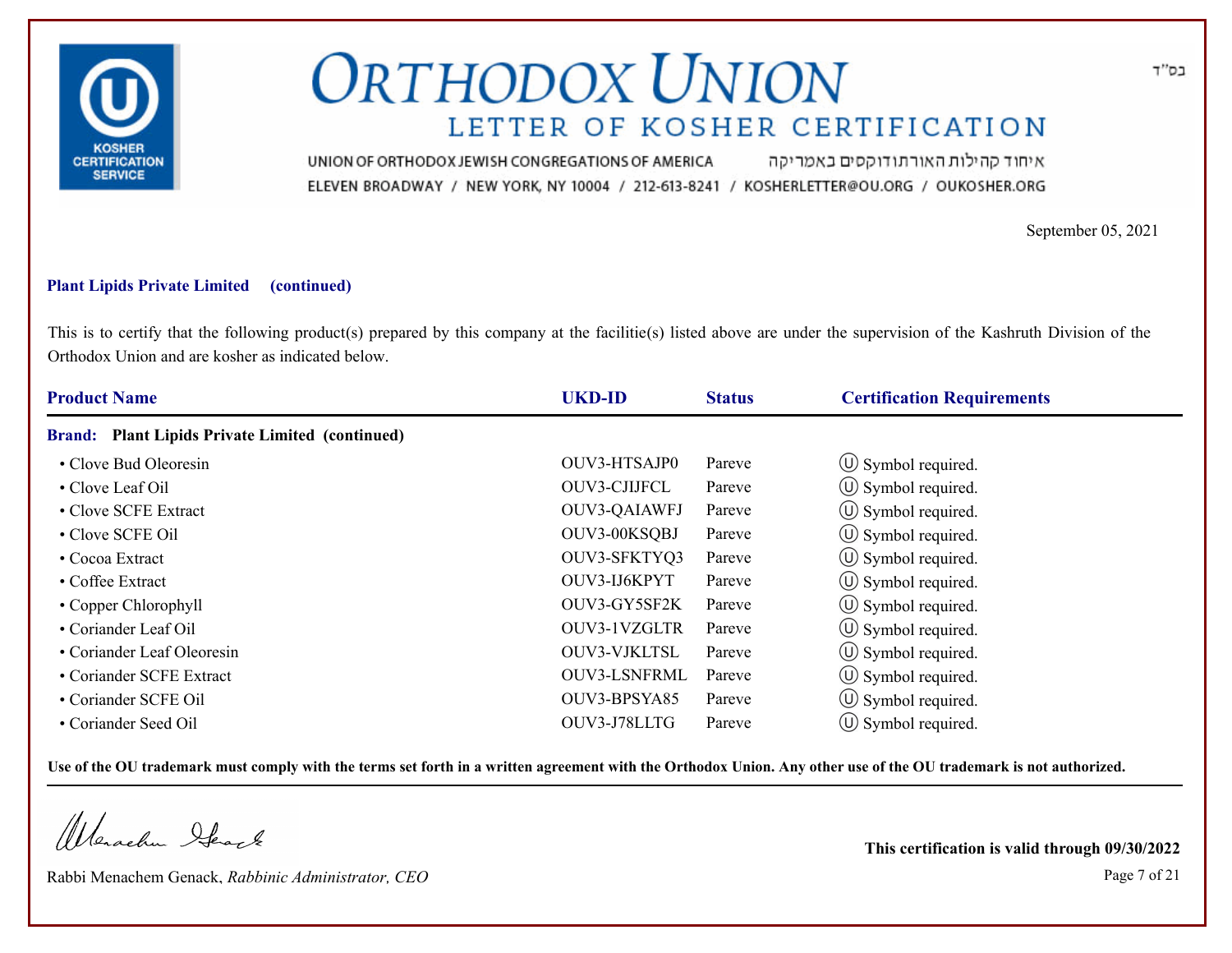# ORTHODOX UNION

## LETTER OF KOSHER CERTIFICATION

UNION OF ORTHODOX JEWISH CONGREGATIONS OF AMERICA איחוד קהילות האורתודוקסים באמריקה

ELEVEN BROADWAY / NEW YORK, NY 10004 / 212-613-8241 / KOSHERLETTER@OU.ORG / OUKOSHER.ORG

בס"ד

September 05, 2021

**Plant Lipids Private Limited (continued)**

This is to certify that the following product(s) prepared by this company at the facilitie(s) listed above are under the supervision of the Kashruth Division of the Orthodox Union and are kosher as indicated below.

| Product Name | UKD-ID | Status | Certification Requirements |
|---|---|---|---|
| **Brand: Plant Lipids Private Limited (continued)** | | | |
| • Clove Bud Oleoresin | OUV3-HTSAJP0 | Pareve | Ⓤ Symbol required. |
| • Clove Leaf Oil | OUV3-CJIJFCL | Pareve | Ⓤ Symbol required. |
| • Clove SCFE Extract | OUV3-QAIAWFJ | Pareve | Ⓤ Symbol required. |
| • Clove SCFE Oil | OUV3-00KSQBJ | Pareve | Ⓤ Symbol required. |
| • Cocoa Extract | OUV3-SFKTYQ3 | Pareve | Ⓤ Symbol required. |
| • Coffee Extract | OUV3-IJ6KPYT | Pareve | Ⓤ Symbol required. |
| • Copper Chlorophyll | OUV3-GY5SF2K | Pareve | Ⓤ Symbol required. |
| • Coriander Leaf Oil | OUV3-1VZGLTR | Pareve | Ⓤ Symbol required. |
| • Coriander Leaf Oleoresin | OUV3-VJKLTSL | Pareve | Ⓤ Symbol required. |
| • Coriander SCFE Extract | OUV3-LSNFRML | Pareve | Ⓤ Symbol required. |
| • Coriander SCFE Oil | OUV3-BPSYA85 | Pareve | Ⓤ Symbol required. |
| • Coriander Seed Oil | OUV3-J78LLTG | Pareve | Ⓤ Symbol required. |

**Use of the OU trademark must comply with the terms set forth in a written agreement with the Orthodox Union. Any other use of the OU trademark is not authorized.**

Rabbi Menachem Genack, *Rabbinic Administrator, CEO*

**This certification is valid through 09/30/2022**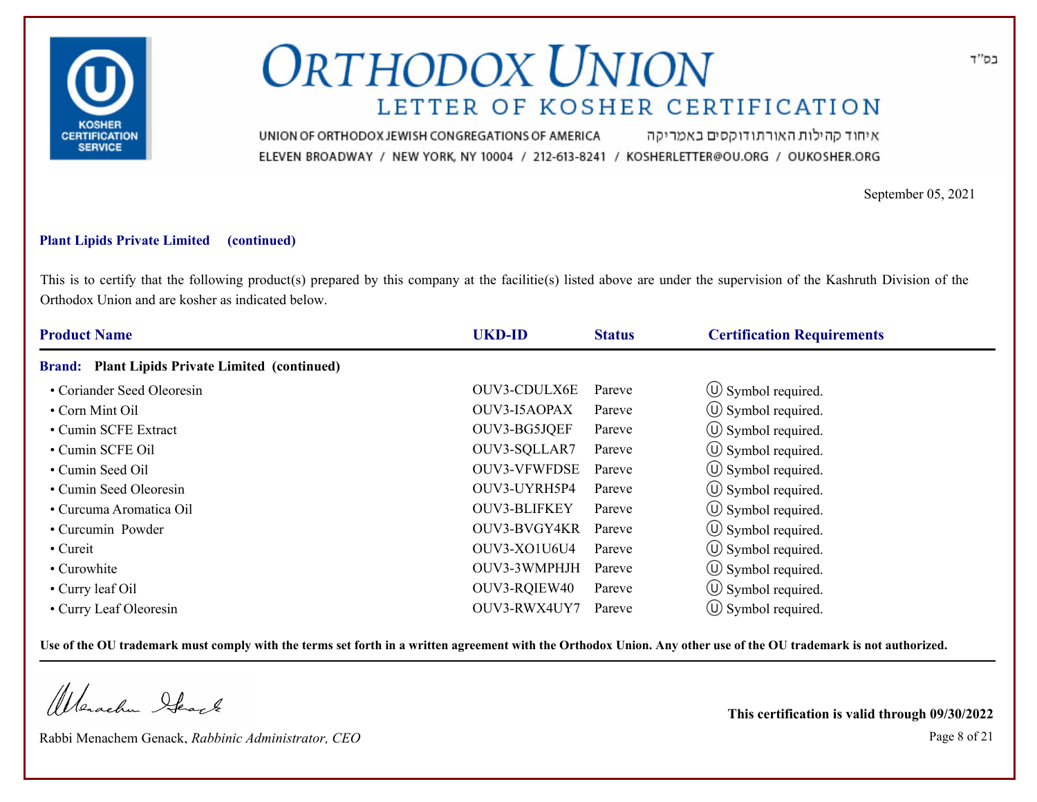# ORTHODOX UNION

## LETTER OF KOSHER CERTIFICATION

UNION OF ORTHODOX JEWISH CONGREGATIONS OF AMERICA איחוד קהילות האורתודוקסים באמריקה
ELEVEN BROADWAY / NEW YORK, NY 10004 / 212-613-8241 / KOSHERLETTER@OU.ORG / OUKOSHER.ORG

בס"ד

September 05, 2021

**Plant Lipids Private Limited (continued)**

This is to certify that the following product(s) prepared by this company at the facilitie(s) listed above are under the supervision of the Kashruth Division of the Orthodox Union and are kosher as indicated below.

| Product Name | UKD-ID | Status | Certification Requirements |
|---|---|---|---|
| **Brand: Plant Lipids Private Limited (continued)** | | | |
| • Coriander Seed Oleoresin | OUV3-CDULX6E | Pareve | Ⓤ Symbol required. |
| • Corn Mint Oil | OUV3-I5AOPAX | Pareve | Ⓤ Symbol required. |
| • Cumin SCFE Extract | OUV3-BG5JQEF | Pareve | Ⓤ Symbol required. |
| • Cumin SCFE Oil | OUV3-SQLLAR7 | Pareve | Ⓤ Symbol required. |
| • Cumin Seed Oil | OUV3-VFWFDSE | Pareve | Ⓤ Symbol required. |
| • Cumin Seed Oleoresin | OUV3-UYRH5P4 | Pareve | Ⓤ Symbol required. |
| • Curcuma Aromatica Oil | OUV3-BLIFKEY | Pareve | Ⓤ Symbol required. |
| • Curcumin Powder | OUV3-BVGY4KR | Pareve | Ⓤ Symbol required. |
| • Cureit | OUV3-XO1U6U4 | Pareve | Ⓤ Symbol required. |
| • Curowhite | OUV3-3WMPHJH | Pareve | Ⓤ Symbol required. |
| • Curry leaf Oil | OUV3-RQIEW40 | Pareve | Ⓤ Symbol required. |
| • Curry Leaf Oleoresin | OUV3-RWX4UY7 | Pareve | Ⓤ Symbol required. |

**Use of the OU trademark must comply with the terms set forth in a written agreement with the Orthodox Union. Any other use of the OU trademark is not authorized.**

Rabbi Menachem Genack, *Rabbinic Administrator, CEO*

**This certification is valid through 09/30/2022**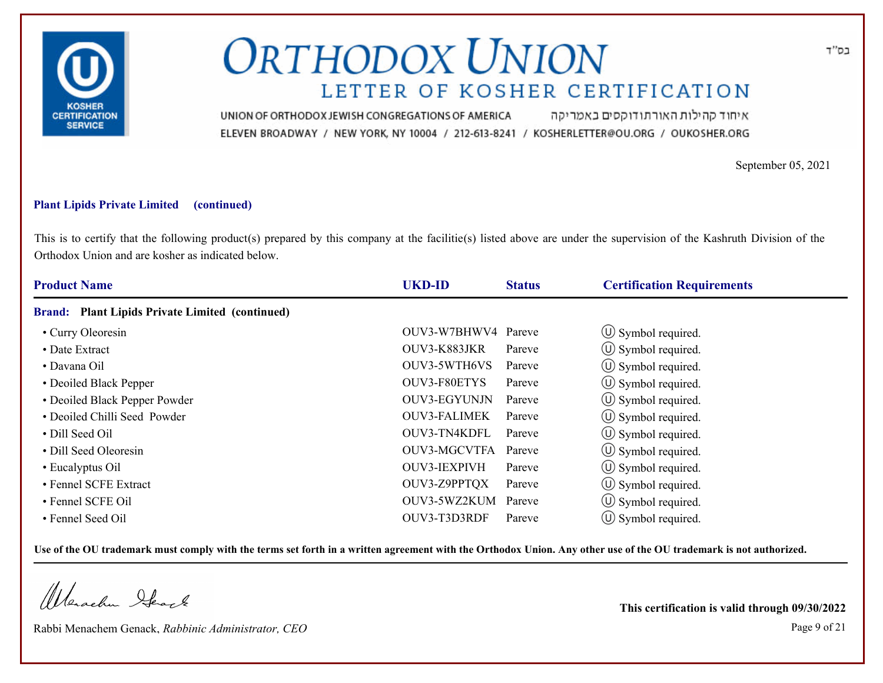# ORTHODOX UNION

## LETTER OF KOSHER CERTIFICATION

UNION OF ORTHODOX JEWISH CONGREGATIONS OF AMERICA איחוד קהילות האורתודוקסים באמריקה

ELEVEN BROADWAY / NEW YORK, NY 10004 / 212-613-8241 / KOSHERLETTER@OU.ORG / OUKOSHER.ORG

בס"ד

September 05, 2021

**Plant Lipids Private Limited (continued)**

This is to certify that the following product(s) prepared by this company at the facilitie(s) listed above are under the supervision of the Kashruth Division of the Orthodox Union and are kosher as indicated below.

| Product Name | UKD-ID | Status | Certification Requirements |
|---|---|---|---|
| **Brand: Plant Lipids Private Limited (continued)** | | | |
| • Curry Oleoresin | OUV3-W7BHWV4 | Pareve | Ⓤ Symbol required. |
| • Date Extract | OUV3-K883JKR | Pareve | Ⓤ Symbol required. |
| • Davana Oil | OUV3-5WTH6VS | Pareve | Ⓤ Symbol required. |
| • Deoiled Black Pepper | OUV3-F80ETYS | Pareve | Ⓤ Symbol required. |
| • Deoiled Black Pepper Powder | OUV3-EGYUNJN | Pareve | Ⓤ Symbol required. |
| • Deoiled Chilli Seed Powder | OUV3-FALIMEK | Pareve | Ⓤ Symbol required. |
| • Dill Seed Oil | OUV3-TN4KDFL | Pareve | Ⓤ Symbol required. |
| • Dill Seed Oleoresin | OUV3-MGCVTFA | Pareve | Ⓤ Symbol required. |
| • Eucalyptus Oil | OUV3-IEXPIVH | Pareve | Ⓤ Symbol required. |
| • Fennel SCFE Extract | OUV3-Z9PPTQX | Pareve | Ⓤ Symbol required. |
| • Fennel SCFE Oil | OUV3-5WZ2KUM | Pareve | Ⓤ Symbol required. |
| • Fennel Seed Oil | OUV3-T3D3RDF | Pareve | Ⓤ Symbol required. |

**Use of the OU trademark must comply with the terms set forth in a written agreement with the Orthodox Union. Any other use of the OU trademark is not authorized.**

Rabbi Menachem Genack, *Rabbinic Administrator, CEO*

**This certification is valid through 09/30/2022**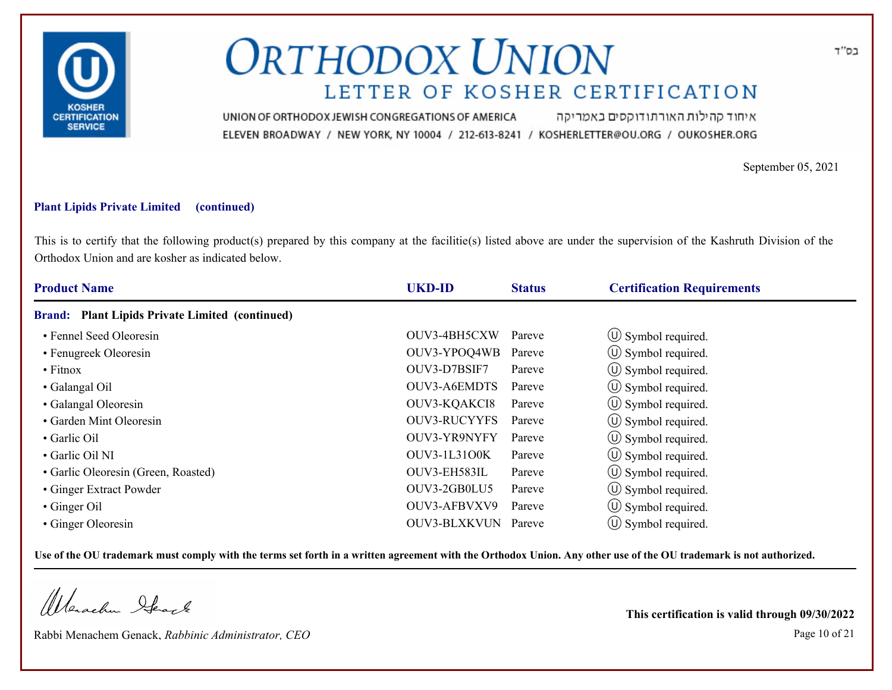בס"ד

# ORTHODOX UNION

## LETTER OF KOSHER CERTIFICATION

UNION OF ORTHODOX JEWISH CONGREGATIONS OF AMERICA איחוד קהילות האורתודוקסים באמריקה

ELEVEN BROADWAY / NEW YORK, NY 10004 / 212-613-8241 / KOSHERLETTER@OU.ORG / OUKOSHER.ORG

September 05, 2021

**Plant Lipids Private Limited (continued)**

This is to certify that the following product(s) prepared by this company at the facilitie(s) listed above are under the supervision of the Kashruth Division of the Orthodox Union and are kosher as indicated below.

| Product Name | UKD-ID | Status | Certification Requirements |
|---|---|---|---|
| **Brand: Plant Lipids Private Limited (continued)** | | | |
| • Fennel Seed Oleoresin | OUV3-4BH5CXW | Pareve | Ⓤ Symbol required. |
| • Fenugreek Oleoresin | OUV3-YPOQ4WB | Pareve | Ⓤ Symbol required. |
| • Fitnox | OUV3-D7BSIF7 | Pareve | Ⓤ Symbol required. |
| • Galangal Oil | OUV3-A6EMDTS | Pareve | Ⓤ Symbol required. |
| • Galangal Oleoresin | OUV3-KQAKCI8 | Pareve | Ⓤ Symbol required. |
| • Garden Mint Oleoresin | OUV3-RUCYYFS | Pareve | Ⓤ Symbol required. |
| • Garlic Oil | OUV3-YR9NYFY | Pareve | Ⓤ Symbol required. |
| • Garlic Oil NI | OUV3-1L31O0K | Pareve | Ⓤ Symbol required. |
| • Garlic Oleoresin (Green, Roasted) | OUV3-EH583IL | Pareve | Ⓤ Symbol required. |
| • Ginger Extract Powder | OUV3-2GB0LU5 | Pareve | Ⓤ Symbol required. |
| • Ginger Oil | OUV3-AFBVXV9 | Pareve | Ⓤ Symbol required. |
| • Ginger Oleoresin | OUV3-BLXKVUN | Pareve | Ⓤ Symbol required. |

**Use of the OU trademark must comply with the terms set forth in a written agreement with the Orthodox Union. Any other use of the OU trademark is not authorized.**

Rabbi Menachem Genack, *Rabbinic Administrator, CEO*

**This certification is valid through 09/30/2022**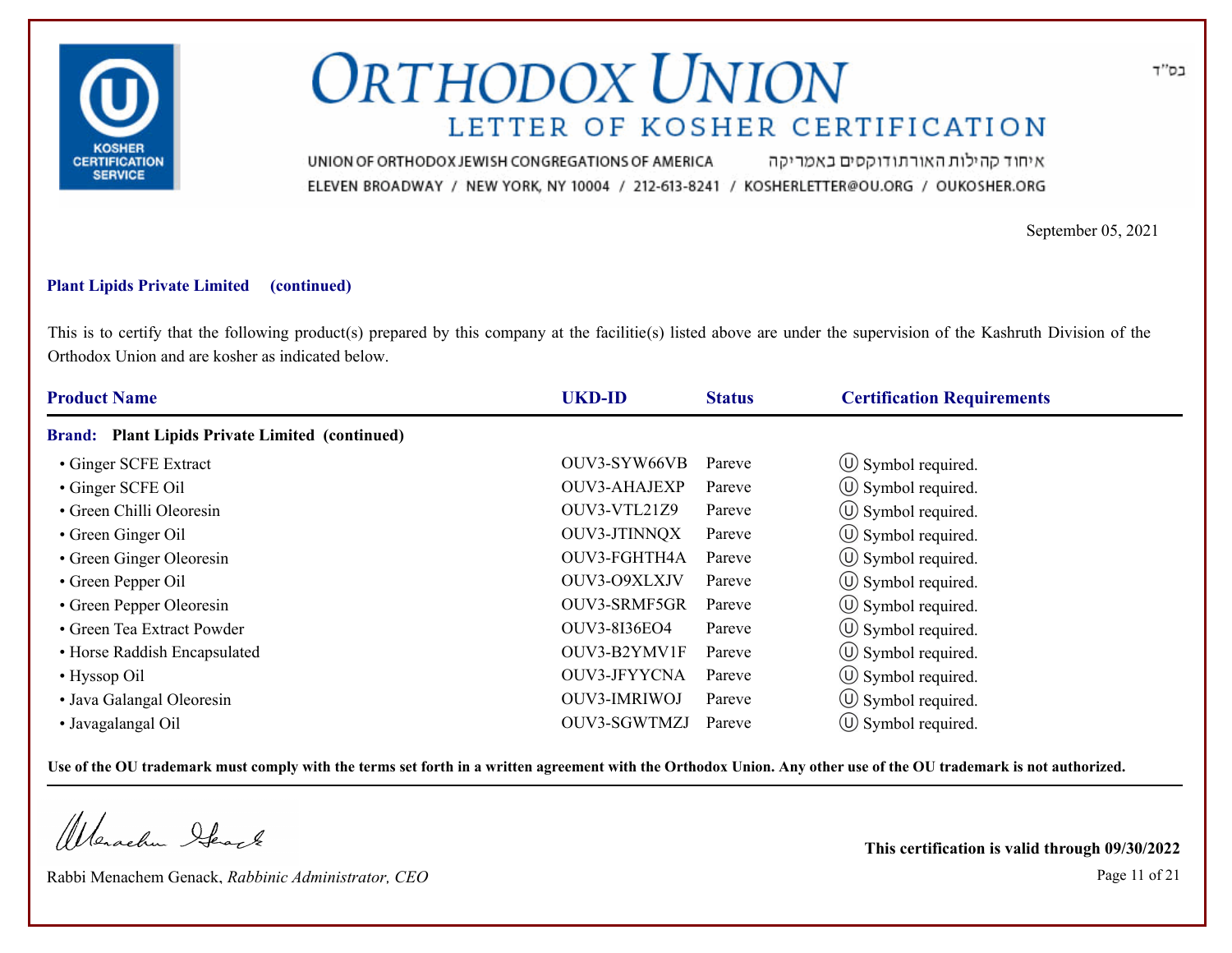# ORTHODOX UNION

## LETTER OF KOSHER CERTIFICATION

UNION OF ORTHODOX JEWISH CONGREGATIONS OF AMERICA איחוד קהילות האורתודוקסים באמריקה

ELEVEN BROADWAY / NEW YORK, NY 10004 / 212-613-8241 / KOSHERLETTER@OU.ORG / OUKOSHER.ORG

בס"ד

September 05, 2021

**Plant Lipids Private Limited (continued)**

This is to certify that the following product(s) prepared by this company at the facilitie(s) listed above are under the supervision of the Kashruth Division of the Orthodox Union and are kosher as indicated below.

| Product Name | UKD-ID | Status | Certification Requirements |
|---|---|---|---|
| **Brand: Plant Lipids Private Limited (continued)** | | | |
| • Ginger SCFE Extract | OUV3-SYW66VB | Pareve | Ⓤ Symbol required. |
| • Ginger SCFE Oil | OUV3-AHAJEXP | Pareve | Ⓤ Symbol required. |
| • Green Chilli Oleoresin | OUV3-VTL21Z9 | Pareve | Ⓤ Symbol required. |
| • Green Ginger Oil | OUV3-JTINNQX | Pareve | Ⓤ Symbol required. |
| • Green Ginger Oleoresin | OUV3-FGHTH4A | Pareve | Ⓤ Symbol required. |
| • Green Pepper Oil | OUV3-O9XLXJV | Pareve | Ⓤ Symbol required. |
| • Green Pepper Oleoresin | OUV3-SRMF5GR | Pareve | Ⓤ Symbol required. |
| • Green Tea Extract Powder | OUV3-8I36EO4 | Pareve | Ⓤ Symbol required. |
| • Horse Raddish Encapsulated | OUV3-B2YMV1F | Pareve | Ⓤ Symbol required. |
| • Hyssop Oil | OUV3-JFYYCNA | Pareve | Ⓤ Symbol required. |
| • Java Galangal Oleoresin | OUV3-IMRIWOJ | Pareve | Ⓤ Symbol required. |
| • Javagalangal Oil | OUV3-SGWTMZJ | Pareve | Ⓤ Symbol required. |

**Use of the OU trademark must comply with the terms set forth in a written agreement with the Orthodox Union. Any other use of the OU trademark is not authorized.**

Rabbi Menachem Genack, *Rabbinic Administrator, CEO*

**This certification is valid through 09/30/2022**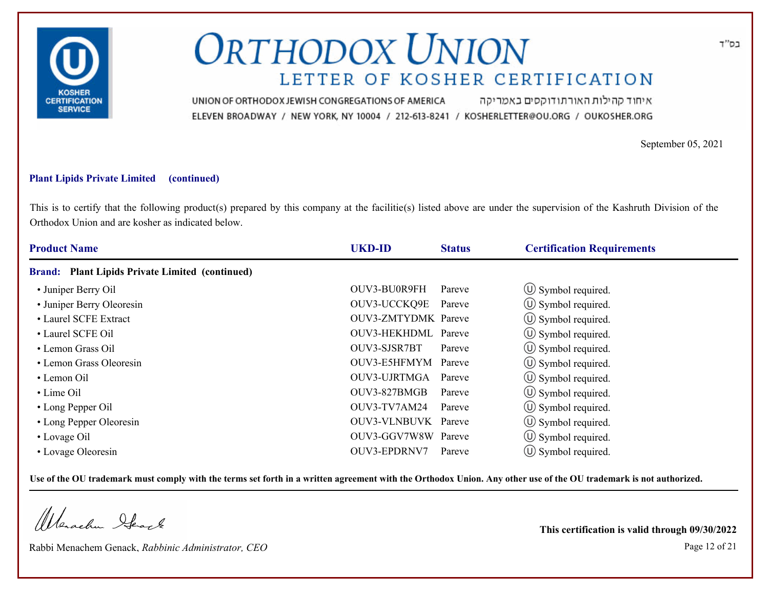בס"ד

# ORTHODOX UNION

## LETTER OF KOSHER CERTIFICATION

UNION OF ORTHODOX JEWISH CONGREGATIONS OF AMERICA איחוד קהילות האורתודוקסים באמריקה

ELEVEN BROADWAY / NEW YORK, NY 10004 / 212-613-8241 / KOSHERLETTER@OU.ORG / OUKOSHER.ORG

September 05, 2021

**Plant Lipids Private Limited (continued)**

This is to certify that the following product(s) prepared by this company at the facilitie(s) listed above are under the supervision of the Kashruth Division of the Orthodox Union and are kosher as indicated below.

| Product Name | UKD-ID | Status | Certification Requirements |
|---|---|---|---|
| **Brand: Plant Lipids Private Limited (continued)** | | | |
| • Juniper Berry Oil | OUV3-BU0R9FH | Pareve | Ⓤ Symbol required. |
| • Juniper Berry Oleoresin | OUV3-UCCKQ9E | Pareve | Ⓤ Symbol required. |
| • Laurel SCFE Extract | OUV3-ZMTYDMK | Pareve | Ⓤ Symbol required. |
| • Laurel SCFE Oil | OUV3-HEKHDML | Pareve | Ⓤ Symbol required. |
| • Lemon Grass Oil | OUV3-SJSR7BT | Pareve | Ⓤ Symbol required. |
| • Lemon Grass Oleoresin | OUV3-E5HFMYM | Pareve | Ⓤ Symbol required. |
| • Lemon Oil | OUV3-UJRTMGA | Pareve | Ⓤ Symbol required. |
| • Lime Oil | OUV3-827BMGB | Pareve | Ⓤ Symbol required. |
| • Long Pepper Oil | OUV3-TV7AM24 | Pareve | Ⓤ Symbol required. |
| • Long Pepper Oleoresin | OUV3-VLNBUVK | Pareve | Ⓤ Symbol required. |
| • Lovage Oil | OUV3-GGV7W8W | Pareve | Ⓤ Symbol required. |
| • Lovage Oleoresin | OUV3-EPDRNV7 | Pareve | Ⓤ Symbol required. |

**Use of the OU trademark must comply with the terms set forth in a written agreement with the Orthodox Union. Any other use of the OU trademark is not authorized.**

Rabbi Menachem Genack, *Rabbinic Administrator, CEO*

**This certification is valid through 09/30/2022**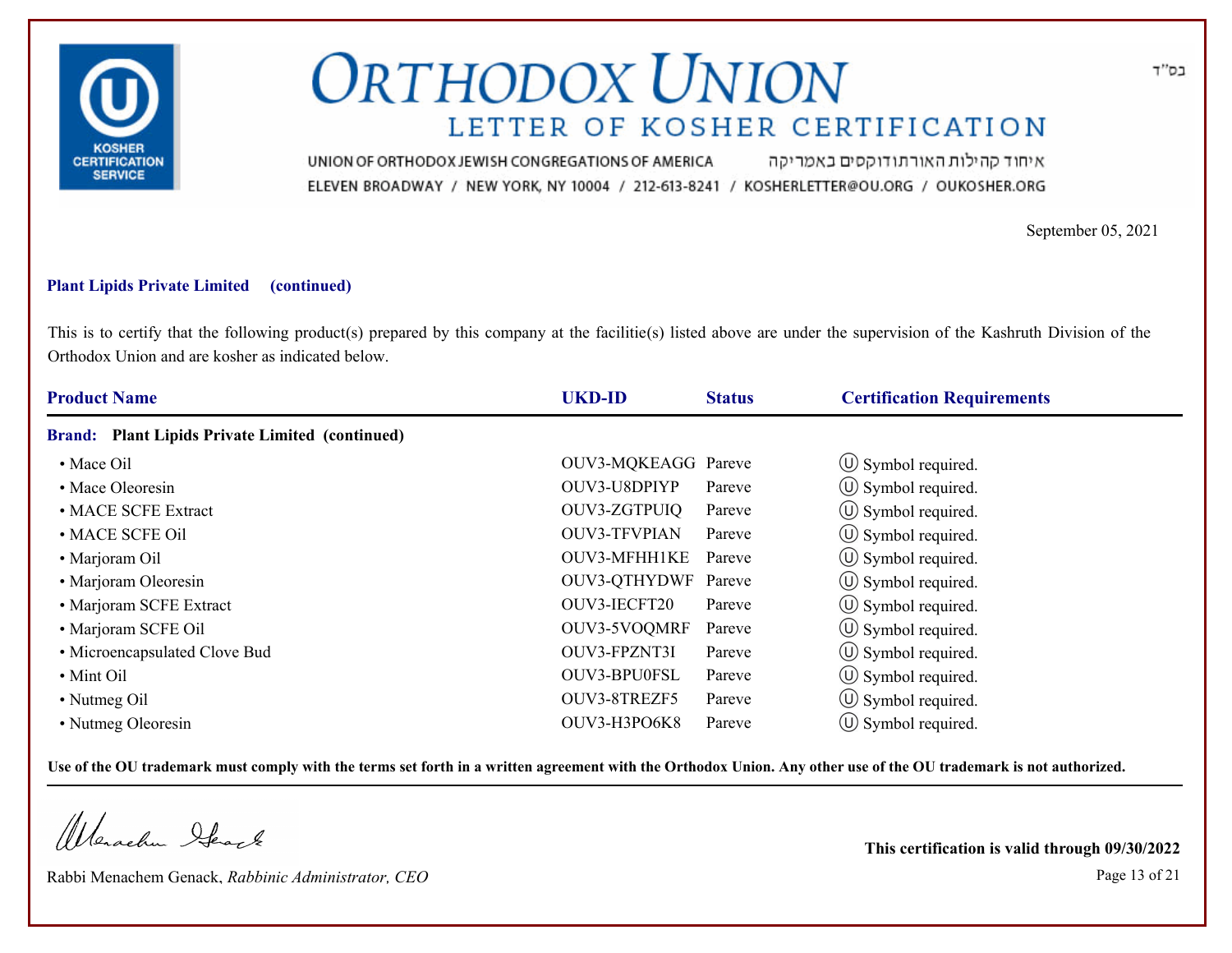# ORTHODOX UNION

## LETTER OF KOSHER CERTIFICATION

UNION OF ORTHODOX JEWISH CONGREGATIONS OF AMERICA איחוד קהילות האורתודוקסים באמריקה

ELEVEN BROADWAY / NEW YORK, NY 10004 / 212-613-8241 / KOSHERLETTER@OU.ORG / OUKOSHER.ORG

בס"ד

KOSHER CERTIFICATION SERVICE

September 05, 2021

**Plant Lipids Private Limited (continued)**

This is to certify that the following product(s) prepared by this company at the facilitie(s) listed above are under the supervision of the Kashruth Division of the Orthodox Union and are kosher as indicated below.

| Product Name | UKD-ID | Status | Certification Requirements |
|---|---|---|---|
| **Brand: Plant Lipids Private Limited (continued)** | | | |
| • Mace Oil | OUV3-MQKEAGG | Pareve | Ⓤ Symbol required. |
| • Mace Oleoresin | OUV3-U8DPIYP | Pareve | Ⓤ Symbol required. |
| • MACE SCFE Extract | OUV3-ZGTPUIQ | Pareve | Ⓤ Symbol required. |
| • MACE SCFE Oil | OUV3-TFVPIAN | Pareve | Ⓤ Symbol required. |
| • Marjoram Oil | OUV3-MFHH1KE | Pareve | Ⓤ Symbol required. |
| • Marjoram Oleoresin | OUV3-QTHYDWF | Pareve | Ⓤ Symbol required. |
| • Marjoram SCFE Extract | OUV3-IECFT20 | Pareve | Ⓤ Symbol required. |
| • Marjoram SCFE Oil | OUV3-5VOQMRF | Pareve | Ⓤ Symbol required. |
| • Microencapsulated Clove Bud | OUV3-FPZNT3I | Pareve | Ⓤ Symbol required. |
| • Mint Oil | OUV3-BPU0FSL | Pareve | Ⓤ Symbol required. |
| • Nutmeg Oil | OUV3-8TREZF5 | Pareve | Ⓤ Symbol required. |
| • Nutmeg Oleoresin | OUV3-H3PO6K8 | Pareve | Ⓤ Symbol required. |

**Use of the OU trademark must comply with the terms set forth in a written agreement with the Orthodox Union. Any other use of the OU trademark is not authorized.**

Rabbi Menachem Genack, *Rabbinic Administrator, CEO*

**This certification is valid through 09/30/2022**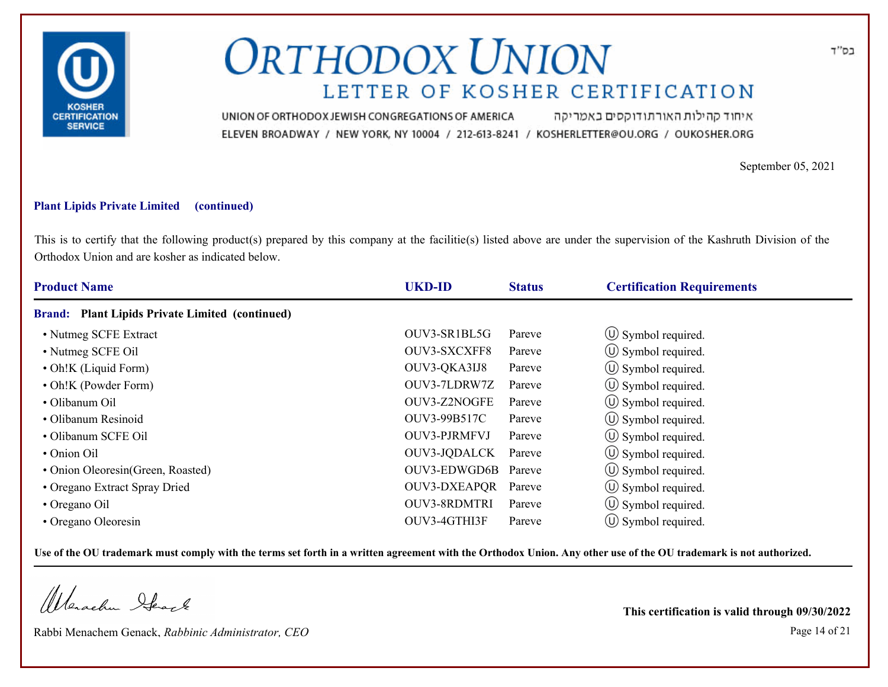בס"ד

# ORTHODOX UNION

## LETTER OF KOSHER CERTIFICATION

UNION OF ORTHODOX JEWISH CONGREGATIONS OF AMERICA איחוד קהילות האורתודוקסים באמריקה

ELEVEN BROADWAY / NEW YORK, NY 10004 / 212-613-8241 / KOSHERLETTER@OU.ORG / OUKOSHER.ORG

September 05, 2021

**Plant Lipids Private Limited (continued)**

This is to certify that the following product(s) prepared by this company at the facilitie(s) listed above are under the supervision of the Kashruth Division of the Orthodox Union and are kosher as indicated below.

| Product Name | UKD-ID | Status | Certification Requirements |
|---|---|---|---|
| **Brand: Plant Lipids Private Limited (continued)** | | | |
| • Nutmeg SCFE Extract | OUV3-SR1BL5G | Pareve | Ⓤ Symbol required. |
| • Nutmeg SCFE Oil | OUV3-SXCXFF8 | Pareve | Ⓤ Symbol required. |
| • Oh!K (Liquid Form) | OUV3-QKA3IJ8 | Pareve | Ⓤ Symbol required. |
| • Oh!K (Powder Form) | OUV3-7LDRW7Z | Pareve | Ⓤ Symbol required. |
| • Olibanum Oil | OUV3-Z2NOGFE | Pareve | Ⓤ Symbol required. |
| • Olibanum Resinoid | OUV3-99B517C | Pareve | Ⓤ Symbol required. |
| • Olibanum SCFE Oil | OUV3-PJRMFVJ | Pareve | Ⓤ Symbol required. |
| • Onion Oil | OUV3-JQDALCK | Pareve | Ⓤ Symbol required. |
| • Onion Oleoresin(Green, Roasted) | OUV3-EDWGD6B | Pareve | Ⓤ Symbol required. |
| • Oregano Extract Spray Dried | OUV3-DXEAPQR | Pareve | Ⓤ Symbol required. |
| • Oregano Oil | OUV3-8RDMTRI | Pareve | Ⓤ Symbol required. |
| • Oregano Oleoresin | OUV3-4GTHI3F | Pareve | Ⓤ Symbol required. |

**Use of the OU trademark must comply with the terms set forth in a written agreement with the Orthodox Union. Any other use of the OU trademark is not authorized.**

Rabbi Menachem Genack, *Rabbinic Administrator, CEO*

**This certification is valid through 09/30/2022**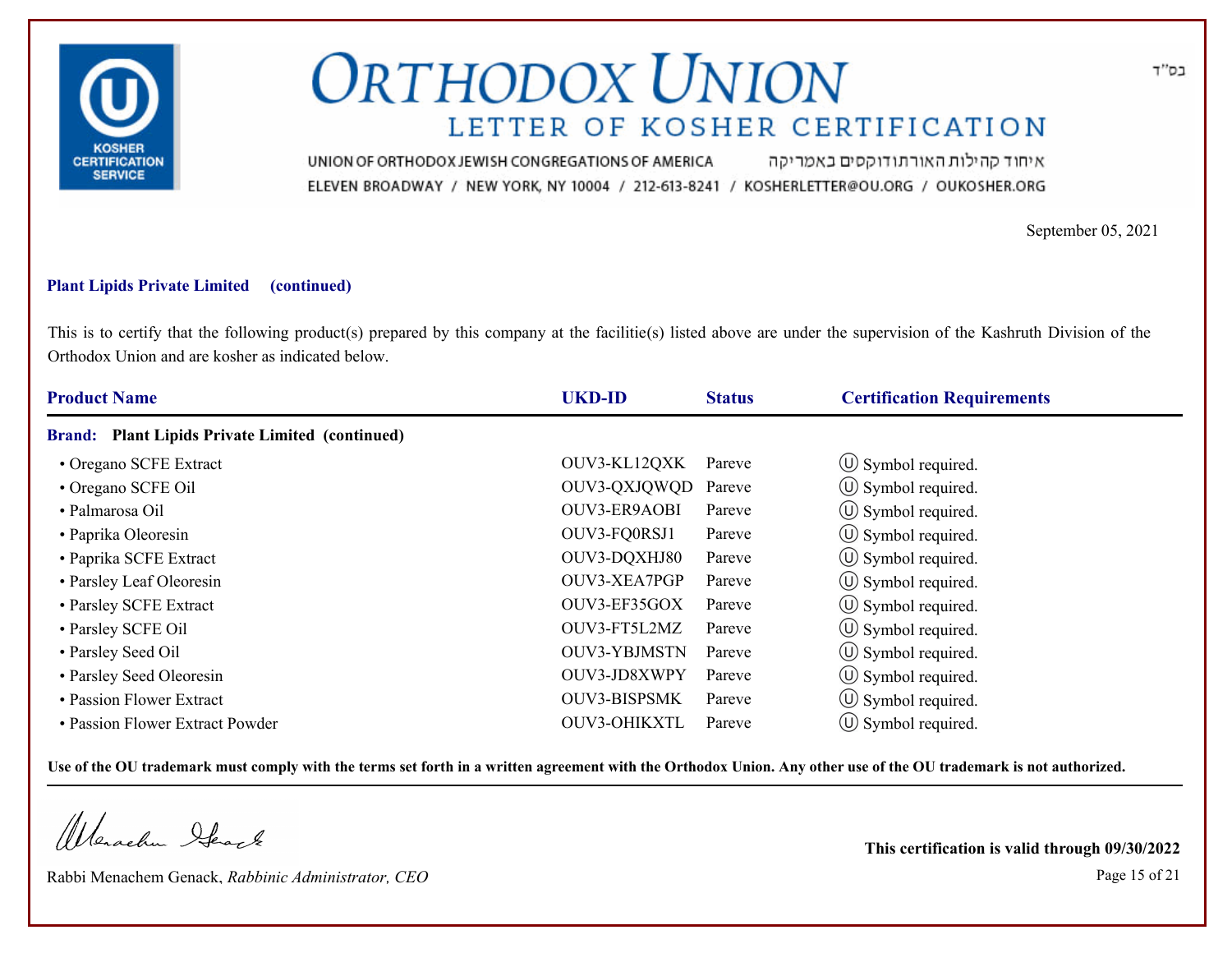# ORTHODOX UNION

## LETTER OF KOSHER CERTIFICATION

UNION OF ORTHODOX JEWISH CONGREGATIONS OF AMERICA איחוד קהילות האורתודוקסים באמריקה

ELEVEN BROADWAY / NEW YORK, NY 10004 / 212-613-8241 / KOSHERLETTER@OU.ORG / OUKOSHER.ORG

בס"ד

September 05, 2021

**Plant Lipids Private Limited (continued)**

This is to certify that the following product(s) prepared by this company at the facilitie(s) listed above are under the supervision of the Kashruth Division of the Orthodox Union and are kosher as indicated below.

| Product Name | UKD-ID | Status | Certification Requirements |
|---|---|---|---|
| **Brand: Plant Lipids Private Limited (continued)** | | | |
| • Oregano SCFE Extract | OUV3-KL12QXK | Pareve | Ⓤ Symbol required. |
| • Oregano SCFE Oil | OUV3-QXJQWQD | Pareve | Ⓤ Symbol required. |
| • Palmarosa Oil | OUV3-ER9AOBI | Pareve | Ⓤ Symbol required. |
| • Paprika Oleoresin | OUV3-FQ0RSJ1 | Pareve | Ⓤ Symbol required. |
| • Paprika SCFE Extract | OUV3-DQXHJ80 | Pareve | Ⓤ Symbol required. |
| • Parsley Leaf Oleoresin | OUV3-XEA7PGP | Pareve | Ⓤ Symbol required. |
| • Parsley SCFE Extract | OUV3-EF35GOX | Pareve | Ⓤ Symbol required. |
| • Parsley SCFE Oil | OUV3-FT5L2MZ | Pareve | Ⓤ Symbol required. |
| • Parsley Seed Oil | OUV3-YBJMSTN | Pareve | Ⓤ Symbol required. |
| • Parsley Seed Oleoresin | OUV3-JD8XWPY | Pareve | Ⓤ Symbol required. |
| • Passion Flower Extract | OUV3-BISPSMK | Pareve | Ⓤ Symbol required. |
| • Passion Flower Extract Powder | OUV3-OHIKXTL | Pareve | Ⓤ Symbol required. |

**Use of the OU trademark must comply with the terms set forth in a written agreement with the Orthodox Union. Any other use of the OU trademark is not authorized.**

Rabbi Menachem Genack, *Rabbinic Administrator, CEO*

**This certification is valid through 09/30/2022**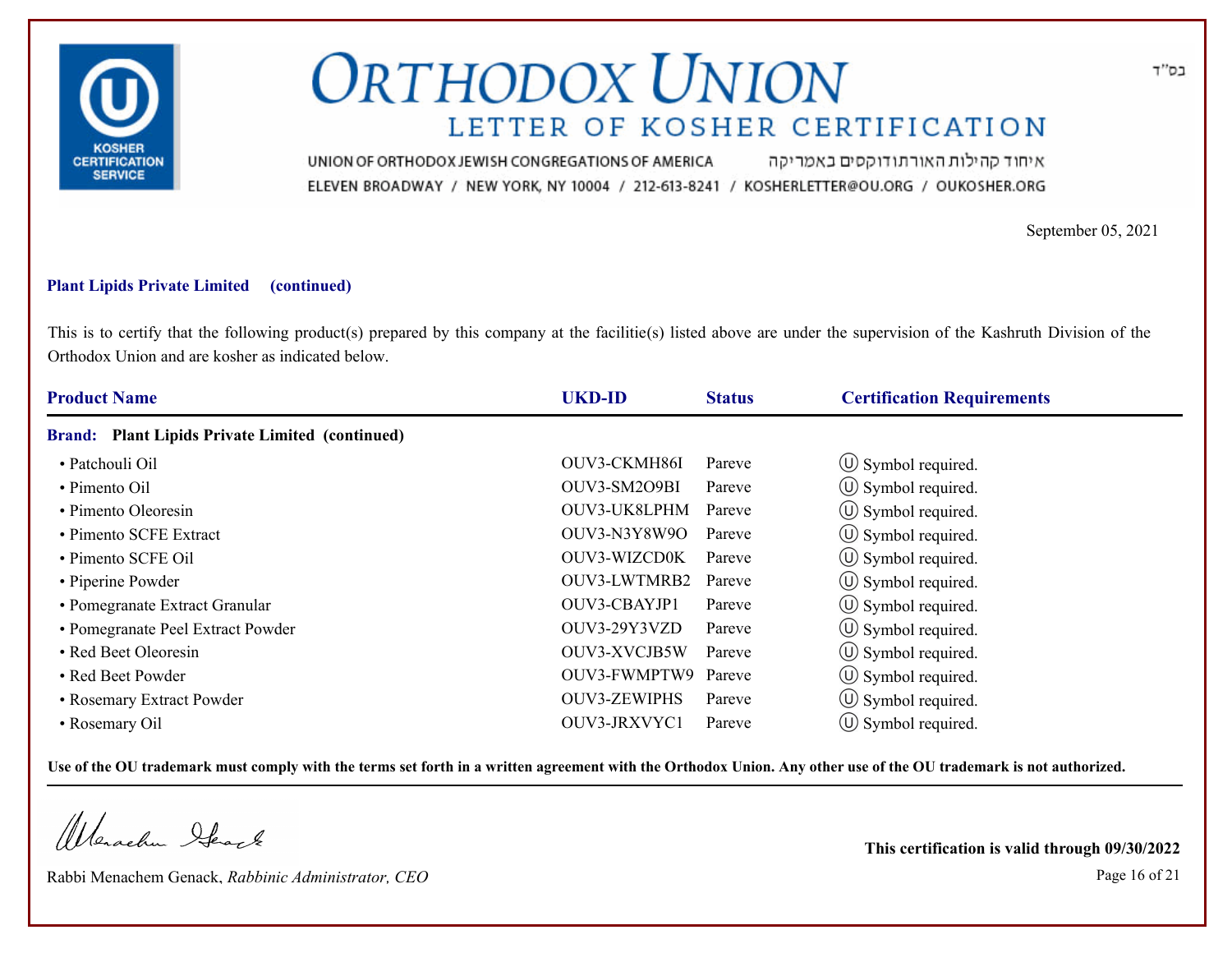# ORTHODOX UNION

## LETTER OF KOSHER CERTIFICATION

UNION OF ORTHODOX JEWISH CONGREGATIONS OF AMERICA איחוד קהילות האורתודוקסים באמריקה
ELEVEN BROADWAY / NEW YORK, NY 10004 / 212-613-8241 / KOSHERLETTER@OU.ORG / OUKOSHER.ORG

בס"ד

September 05, 2021

**Plant Lipids Private Limited (continued)**

This is to certify that the following product(s) prepared by this company at the facilitie(s) listed above are under the supervision of the Kashruth Division of the Orthodox Union and are kosher as indicated below.

| Product Name | UKD-ID | Status | Certification Requirements |
|---|---|---|---|
| **Brand: Plant Lipids Private Limited (continued)** | | | |
| • Patchouli Oil | OUV3-CKMH86I | Pareve | Ⓤ Symbol required. |
| • Pimento Oil | OUV3-SM2O9BI | Pareve | Ⓤ Symbol required. |
| • Pimento Oleoresin | OUV3-UK8LPHM | Pareve | Ⓤ Symbol required. |
| • Pimento SCFE Extract | OUV3-N3Y8W9O | Pareve | Ⓤ Symbol required. |
| • Pimento SCFE Oil | OUV3-WIZCD0K | Pareve | Ⓤ Symbol required. |
| • Piperine Powder | OUV3-LWTMRB2 | Pareve | Ⓤ Symbol required. |
| • Pomegranate Extract Granular | OUV3-CBAYJP1 | Pareve | Ⓤ Symbol required. |
| • Pomegranate Peel Extract Powder | OUV3-29Y3VZD | Pareve | Ⓤ Symbol required. |
| • Red Beet Oleoresin | OUV3-XVCJB5W | Pareve | Ⓤ Symbol required. |
| • Red Beet Powder | OUV3-FWMPTW9 | Pareve | Ⓤ Symbol required. |
| • Rosemary Extract Powder | OUV3-ZEWIPHS | Pareve | Ⓤ Symbol required. |
| • Rosemary Oil | OUV3-JRXVYC1 | Pareve | Ⓤ Symbol required. |

**Use of the OU trademark must comply with the terms set forth in a written agreement with the Orthodox Union. Any other use of the OU trademark is not authorized.**

Rabbi Menachem Genack, *Rabbinic Administrator, CEO*

**This certification is valid through 09/30/2022**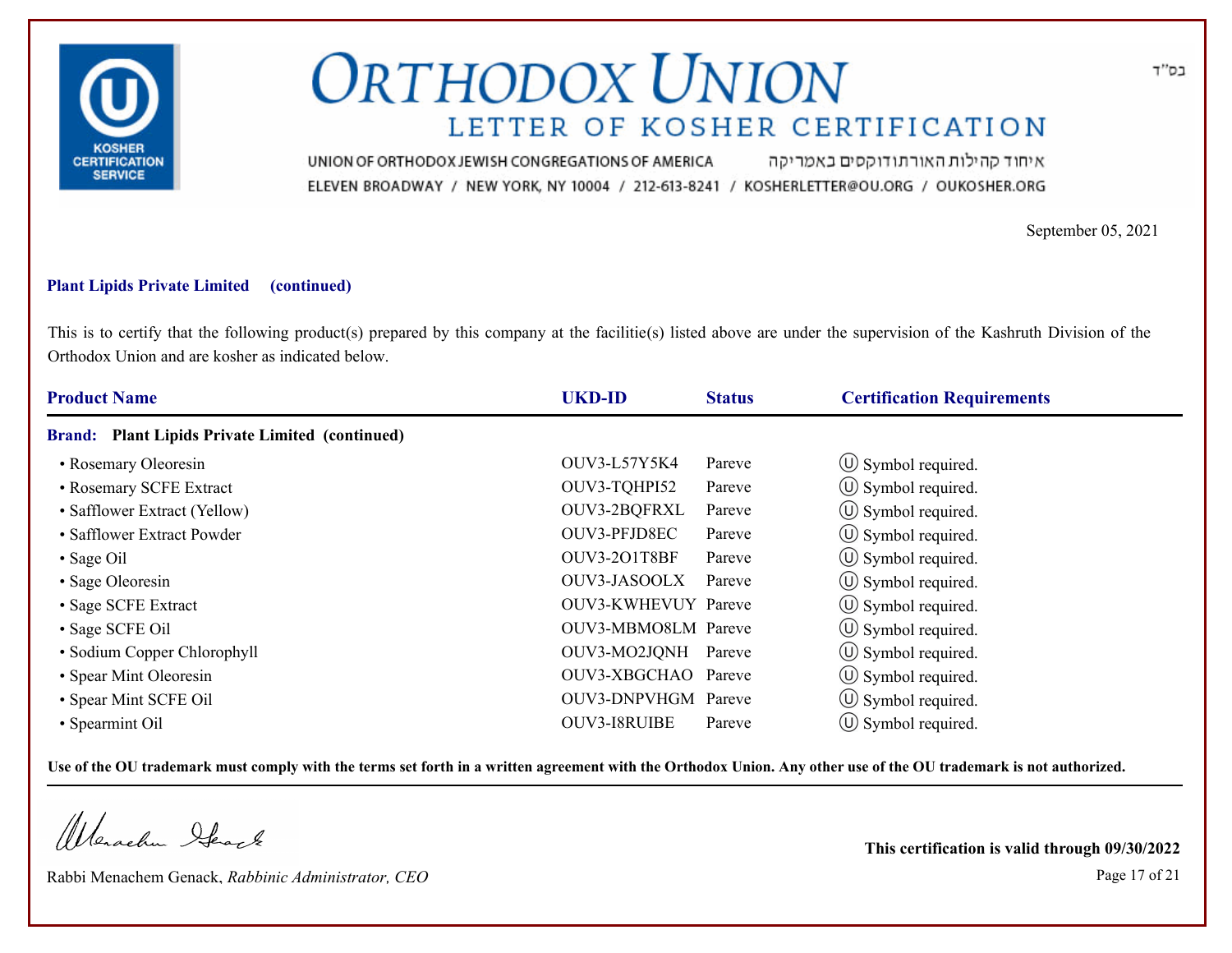# ORTHODOX UNION

## LETTER OF KOSHER CERTIFICATION

UNION OF ORTHODOX JEWISH CONGREGATIONS OF AMERICA איחוד קהילות האורתודוקסים באמריקה

ELEVEN BROADWAY / NEW YORK, NY 10004 / 212-613-8241 / KOSHERLETTER@OU.ORG / OUKOSHER.ORG

בס"ד

September 05, 2021

**Plant Lipids Private Limited (continued)**

This is to certify that the following product(s) prepared by this company at the facilitie(s) listed above are under the supervision of the Kashruth Division of the Orthodox Union and are kosher as indicated below.

| Product Name | UKD-ID | Status | Certification Requirements |
|---|---|---|---|
| **Brand: Plant Lipids Private Limited (continued)** | | | |
| • Rosemary Oleoresin | OUV3-L57Y5K4 | Pareve | Ⓤ Symbol required. |
| • Rosemary SCFE Extract | OUV3-TQHPI52 | Pareve | Ⓤ Symbol required. |
| • Safflower Extract (Yellow) | OUV3-2BQFRXL | Pareve | Ⓤ Symbol required. |
| • Safflower Extract Powder | OUV3-PFJD8EC | Pareve | Ⓤ Symbol required. |
| • Sage Oil | OUV3-2O1T8BF | Pareve | Ⓤ Symbol required. |
| • Sage Oleoresin | OUV3-JASOOLX | Pareve | Ⓤ Symbol required. |
| • Sage SCFE Extract | OUV3-KWHEVUY | Pareve | Ⓤ Symbol required. |
| • Sage SCFE Oil | OUV3-MBMO8LM | Pareve | Ⓤ Symbol required. |
| • Sodium Copper Chlorophyll | OUV3-MO2JQNH | Pareve | Ⓤ Symbol required. |
| • Spear Mint Oleoresin | OUV3-XBGCHAO | Pareve | Ⓤ Symbol required. |
| • Spear Mint SCFE Oil | OUV3-DNPVHGM | Pareve | Ⓤ Symbol required. |
| • Spearmint Oil | OUV3-I8RUIBE | Pareve | Ⓤ Symbol required. |

**Use of the OU trademark must comply with the terms set forth in a written agreement with the Orthodox Union. Any other use of the OU trademark is not authorized.**

Rabbi Menachem Genack, *Rabbinic Administrator, CEO*

**This certification is valid through 09/30/2022**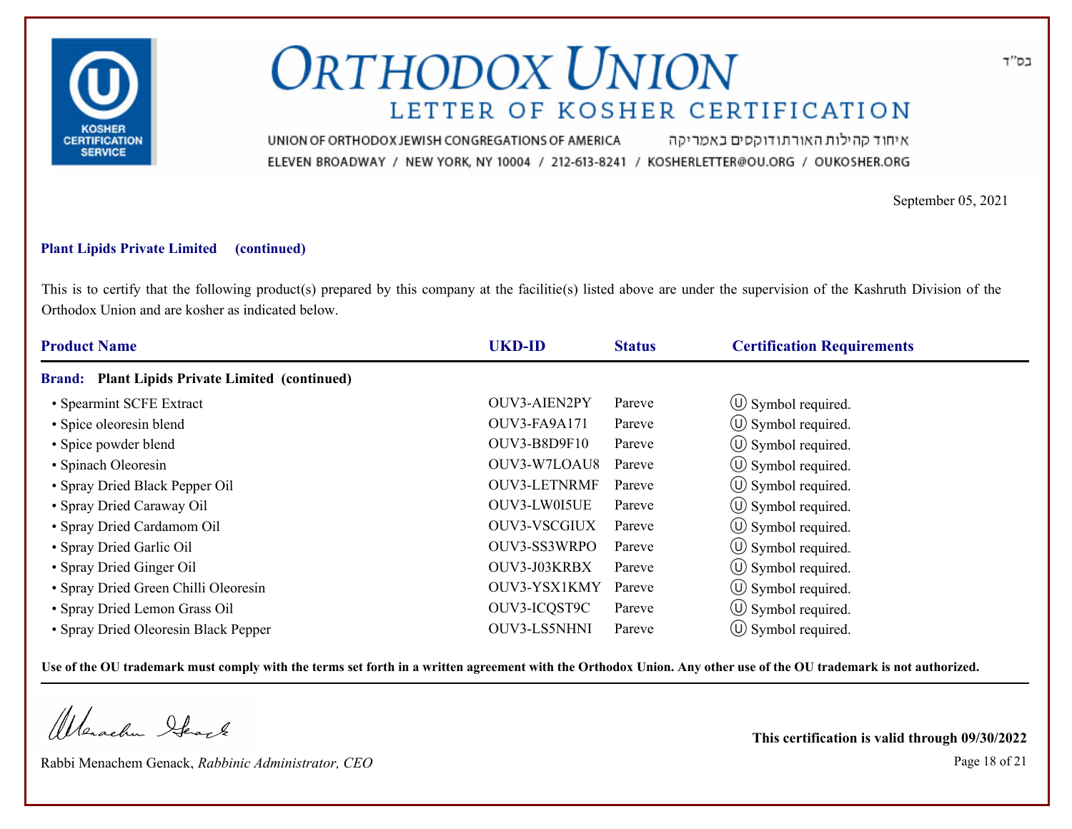# ORTHODOX UNION

## LETTER OF KOSHER CERTIFICATION

UNION OF ORTHODOX JEWISH CONGREGATIONS OF AMERICA איחוד קהילות האורתודוקסים באמריקה

ELEVEN BROADWAY / NEW YORK, NY 10004 / 212-613-8241 / KOSHERLETTER@OU.ORG / OUKOSHER.ORG

בס"ד

September 05, 2021

**Plant Lipids Private Limited (continued)**

This is to certify that the following product(s) prepared by this company at the facilitie(s) listed above are under the supervision of the Kashruth Division of the Orthodox Union and are kosher as indicated below.

| Product Name | UKD-ID | Status | Certification Requirements |
|---|---|---|---|
| **Brand: Plant Lipids Private Limited (continued)** | | | |
| • Spearmint SCFE Extract | OUV3-AIEN2PY | Pareve | Ⓤ Symbol required. |
| • Spice oleoresin blend | OUV3-FA9A171 | Pareve | Ⓤ Symbol required. |
| • Spice powder blend | OUV3-B8D9F10 | Pareve | Ⓤ Symbol required. |
| • Spinach Oleoresin | OUV3-W7LOAU8 | Pareve | Ⓤ Symbol required. |
| • Spray Dried Black Pepper Oil | OUV3-LETNRMF | Pareve | Ⓤ Symbol required. |
| • Spray Dried Caraway Oil | OUV3-LW0I5UE | Pareve | Ⓤ Symbol required. |
| • Spray Dried Cardamom Oil | OUV3-VSCGIUX | Pareve | Ⓤ Symbol required. |
| • Spray Dried Garlic Oil | OUV3-SS3WRPO | Pareve | Ⓤ Symbol required. |
| • Spray Dried Ginger Oil | OUV3-J03KRBX | Pareve | Ⓤ Symbol required. |
| • Spray Dried Green Chilli Oleoresin | OUV3-YSX1KMY | Pareve | Ⓤ Symbol required. |
| • Spray Dried Lemon Grass Oil | OUV3-ICQST9C | Pareve | Ⓤ Symbol required. |
| • Spray Dried Oleoresin Black Pepper | OUV3-LS5NHNI | Pareve | Ⓤ Symbol required. |

**Use of the OU trademark must comply with the terms set forth in a written agreement with the Orthodox Union. Any other use of the OU trademark is not authorized.**

Rabbi Menachem Genack, *Rabbinic Administrator, CEO*

**This certification is valid through 09/30/2022**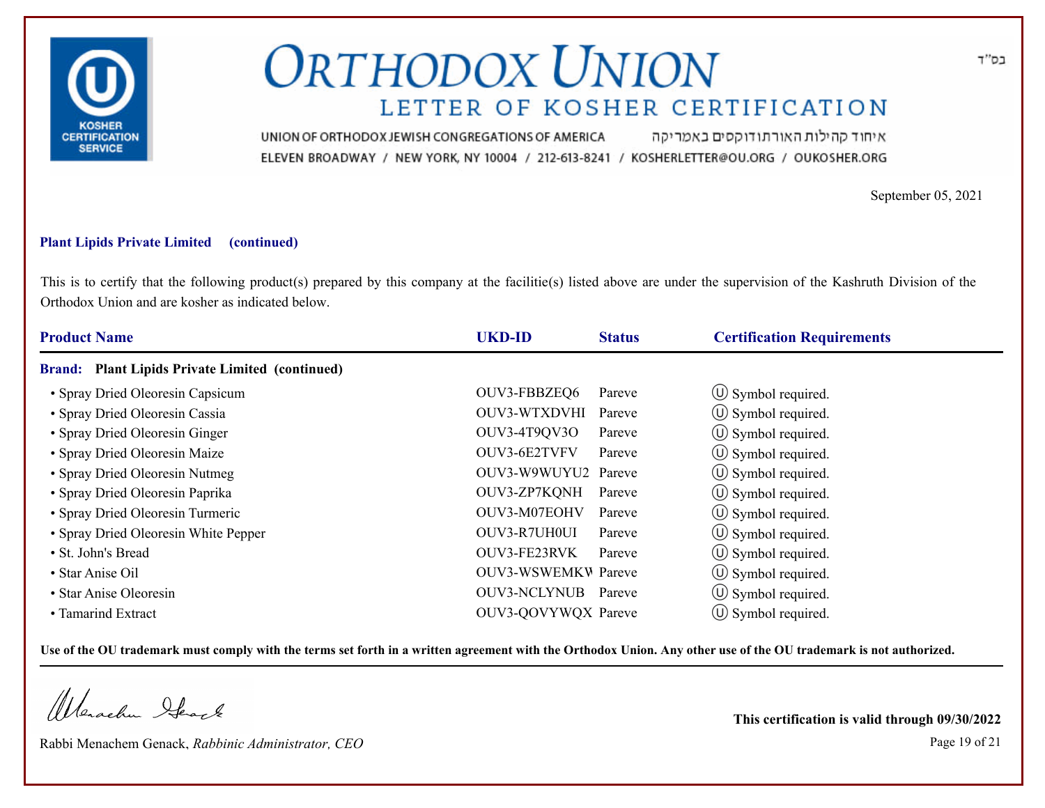# ORTHODOX UNION

## LETTER OF KOSHER CERTIFICATION

UNION OF ORTHODOX JEWISH CONGREGATIONS OF AMERICA איחוד קהילות האורתודוקסים באמריקה

ELEVEN BROADWAY / NEW YORK, NY 10004 / 212-613-8241 / KOSHERLETTER@OU.ORG / OUKOSHER.ORG

בס"ד

September 05, 2021

**Plant Lipids Private Limited (continued)**

This is to certify that the following product(s) prepared by this company at the facilitie(s) listed above are under the supervision of the Kashruth Division of the Orthodox Union and are kosher as indicated below.

| Product Name | UKD-ID | Status | Certification Requirements |
|---|---|---|---|
| **Brand: Plant Lipids Private Limited (continued)** | | | |
| • Spray Dried Oleoresin Capsicum | OUV3-FBBZEQ6 | Pareve | Ⓤ Symbol required. |
| • Spray Dried Oleoresin Cassia | OUV3-WTXDVHI | Pareve | Ⓤ Symbol required. |
| • Spray Dried Oleoresin Ginger | OUV3-4T9QV3O | Pareve | Ⓤ Symbol required. |
| • Spray Dried Oleoresin Maize | OUV3-6E2TVFV | Pareve | Ⓤ Symbol required. |
| • Spray Dried Oleoresin Nutmeg | OUV3-W9WUYU2 | Pareve | Ⓤ Symbol required. |
| • Spray Dried Oleoresin Paprika | OUV3-ZP7KQNH | Pareve | Ⓤ Symbol required. |
| • Spray Dried Oleoresin Turmeric | OUV3-M07EOHV | Pareve | Ⓤ Symbol required. |
| • Spray Dried Oleoresin White Pepper | OUV3-R7UH0UI | Pareve | Ⓤ Symbol required. |
| • St. John's Bread | OUV3-FE23RVK | Pareve | Ⓤ Symbol required. |
| • Star Anise Oil | OUV3-WSWEMKW | Pareve | Ⓤ Symbol required. |
| • Star Anise Oleoresin | OUV3-NCLYNUB | Pareve | Ⓤ Symbol required. |
| • Tamarind Extract | OUV3-QOVYWQX | Pareve | Ⓤ Symbol required. |

**Use of the OU trademark must comply with the terms set forth in a written agreement with the Orthodox Union. Any other use of the OU trademark is not authorized.**

Rabbi Menachem Genack, *Rabbinic Administrator, CEO*

**This certification is valid through 09/30/2022**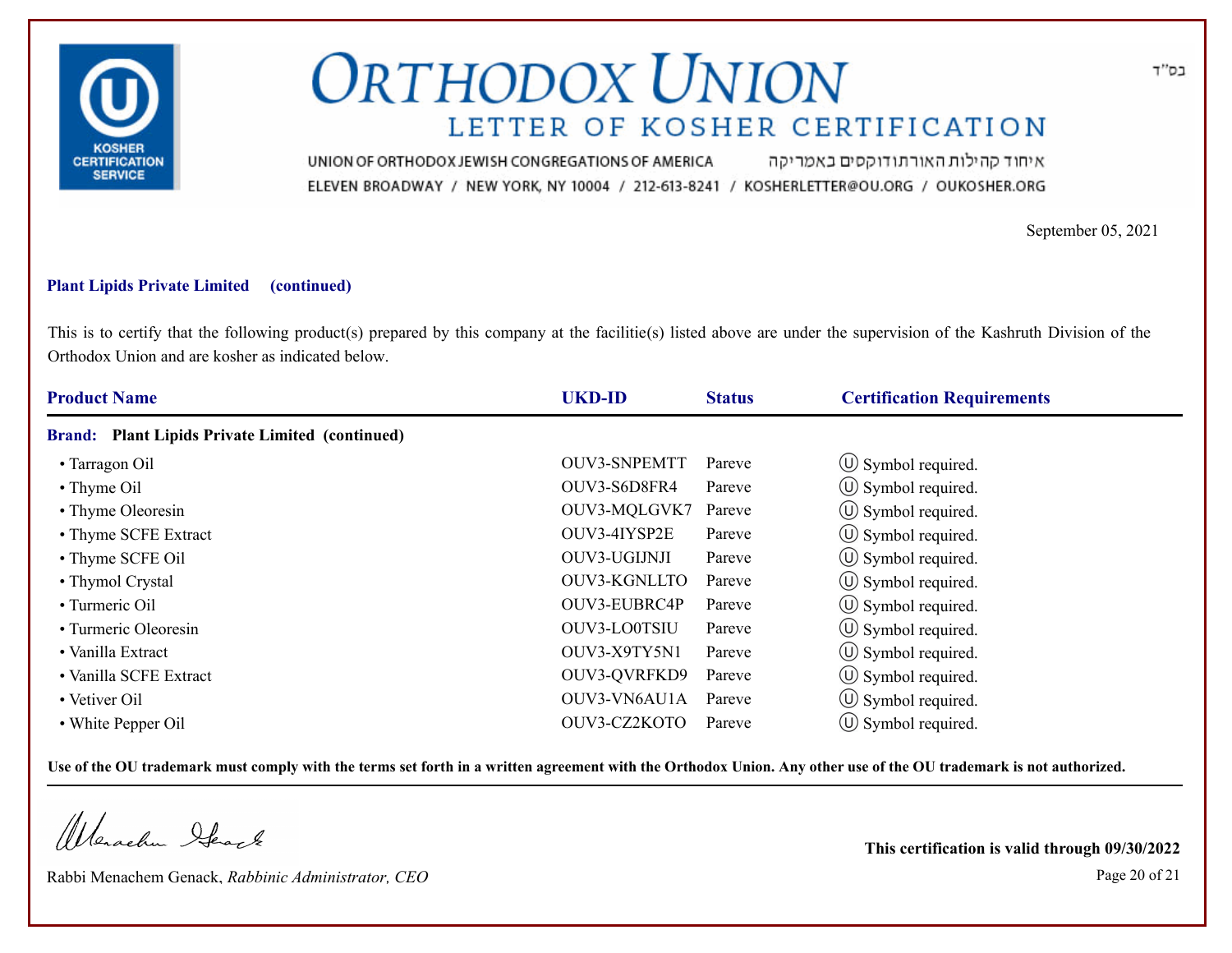בס"ד

# ORTHODOX UNION

## LETTER OF KOSHER CERTIFICATION

UNION OF ORTHODOX JEWISH CONGREGATIONS OF AMERICA איחוד קהילות האורתודוקסים באמריקה

ELEVEN BROADWAY / NEW YORK, NY 10004 / 212-613-8241 / KOSHERLETTER@OU.ORG / OUKOSHER.ORG

September 05, 2021

**Plant Lipids Private Limited (continued)**

This is to certify that the following product(s) prepared by this company at the facilitie(s) listed above are under the supervision of the Kashruth Division of the Orthodox Union and are kosher as indicated below.

| Product Name | UKD-ID | Status | Certification Requirements |
|---|---|---|---|
| **Brand: Plant Lipids Private Limited (continued)** | | | |
| • Tarragon Oil | OUV3-SNPEMTT | Pareve | Ⓤ Symbol required. |
| • Thyme Oil | OUV3-S6D8FR4 | Pareve | Ⓤ Symbol required. |
| • Thyme Oleoresin | OUV3-MQLGVK7 | Pareve | Ⓤ Symbol required. |
| • Thyme SCFE Extract | OUV3-4IYSP2E | Pareve | Ⓤ Symbol required. |
| • Thyme SCFE Oil | OUV3-UGIJNJI | Pareve | Ⓤ Symbol required. |
| • Thymol Crystal | OUV3-KGNLLTO | Pareve | Ⓤ Symbol required. |
| • Turmeric Oil | OUV3-EUBRC4P | Pareve | Ⓤ Symbol required. |
| • Turmeric Oleoresin | OUV3-LO0TSIU | Pareve | Ⓤ Symbol required. |
| • Vanilla Extract | OUV3-X9TY5N1 | Pareve | Ⓤ Symbol required. |
| • Vanilla SCFE Extract | OUV3-QVRFKD9 | Pareve | Ⓤ Symbol required. |
| • Vetiver Oil | OUV3-VN6AU1A | Pareve | Ⓤ Symbol required. |
| • White Pepper Oil | OUV3-CZ2KOTO | Pareve | Ⓤ Symbol required. |

**Use of the OU trademark must comply with the terms set forth in a written agreement with the Orthodox Union. Any other use of the OU trademark is not authorized.**

Rabbi Menachem Genack, *Rabbinic Administrator, CEO*

**This certification is valid through 09/30/2022**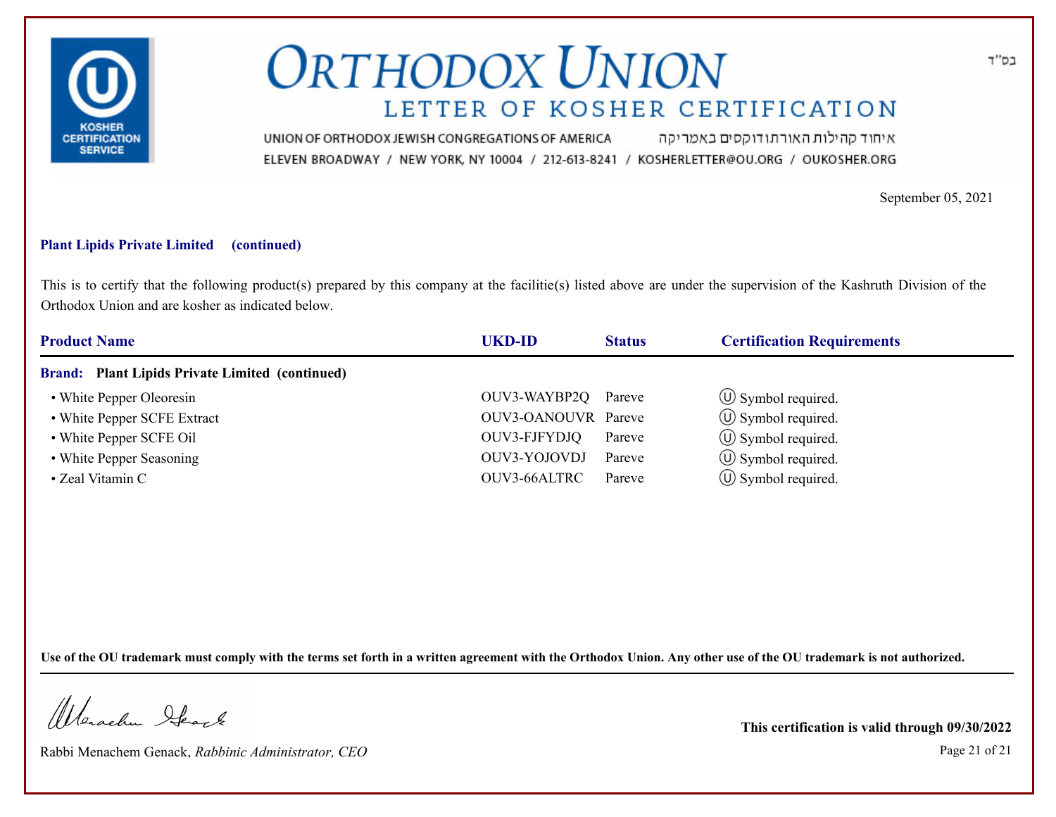בס"ד

# ORTHODOX UNION

## LETTER OF KOSHER CERTIFICATION

UNION OF ORTHODOX JEWISH CONGREGATIONS OF AMERICA איחוד קהילות האורתודוקסים באמריקה

ELEVEN BROADWAY / NEW YORK, NY 10004 / 212-613-8241 / KOSHERLETTER@OU.ORG / OUKOSHER.ORG

September 05, 2021

**Plant Lipids Private Limited (continued)**

This is to certify that the following product(s) prepared by this company at the facilitie(s) listed above are under the supervision of the Kashruth Division of the Orthodox Union and are kosher as indicated below.

| Product Name | UKD-ID | Status | Certification Requirements |
|---|---|---|---|
| **Brand: Plant Lipids Private Limited (continued)** | | | |
| • White Pepper Oleoresin | OUV3-WAYBP2Q | Pareve | Ⓤ Symbol required. |
| • White Pepper SCFE Extract | OUV3-OANOUVR | Pareve | Ⓤ Symbol required. |
| • White Pepper SCFE Oil | OUV3-FJFYDJQ | Pareve | Ⓤ Symbol required. |
| • White Pepper Seasoning | OUV3-YOJOVDJ | Pareve | Ⓤ Symbol required. |
| • Zeal Vitamin C | OUV3-66ALTRC | Pareve | Ⓤ Symbol required. |

**Use of the OU trademark must comply with the terms set forth in a written agreement with the Orthodox Union. Any other use of the OU trademark is not authorized.**

Rabbi Menachem Genack, *Rabbinic Administrator, CEO*

**This certification is valid through 09/30/2022**